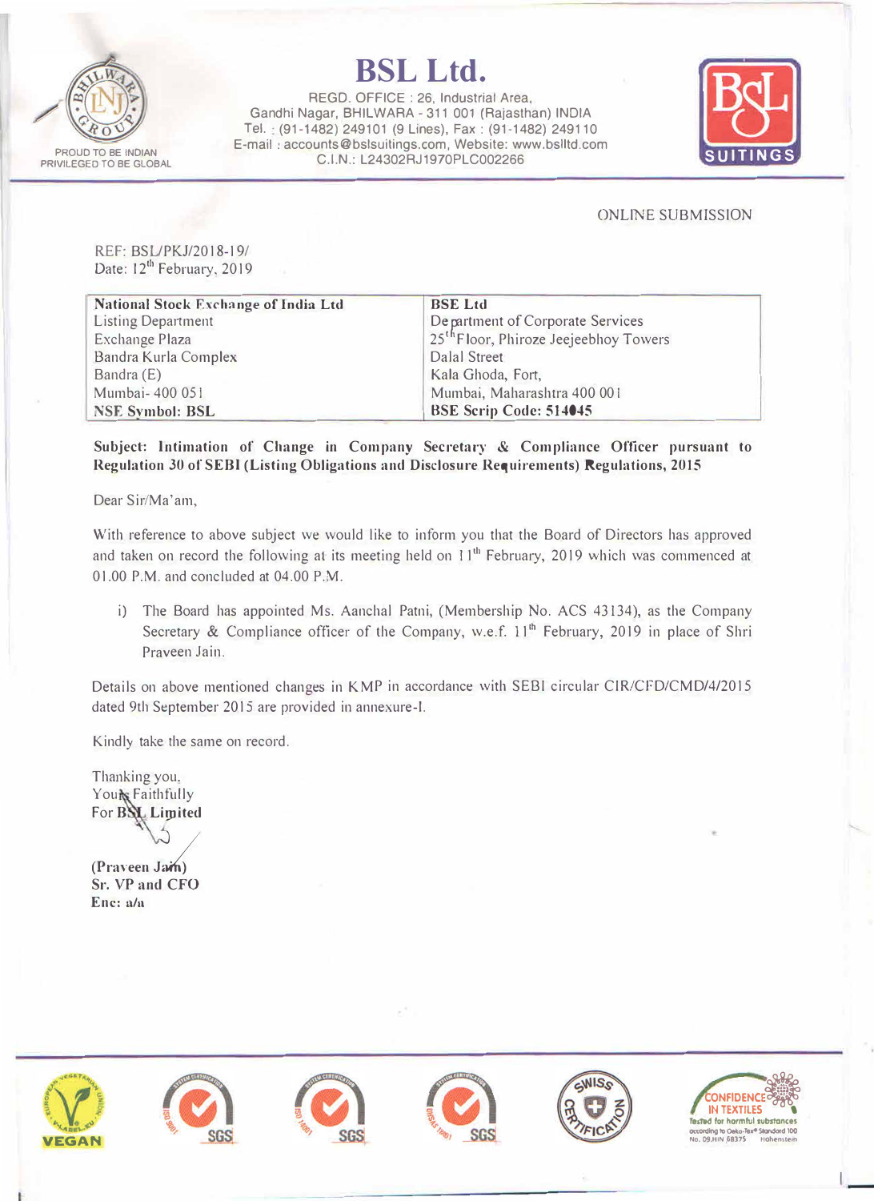# BSL Ltd.

REGD. OFFICE : 26, Industrial Area,
Gandhi Nagar, BHILWARA - 311 001 (Rajasthan) INDIA
Tel. : (91-1482) 249101 (9 Lines), Fax : (91-1482) 249110
E-mail : accounts@bslsuitings.com, Website: www.bslltd.com
C.I.N.: L24302RJ1970PLC002266

PROUD TO BE INDIAN
PRIVILEGED TO BE GLOBAL

ONLINE SUBMISSION

REF: BSL/PKJ/2018-19/
Date: 12th February, 2019

| National Stock Exchange of India Ltd | BSE Ltd |
|---|---|
| Listing Department | Department of Corporate Services |
| Exchange Plaza | 25th Floor, Phiroze Jeejeebhoy Towers |
| Bandra Kurla Complex | Dalal Street |
| Bandra (E) | Kala Ghoda, Fort, |
| Mumbai- 400 051 | Mumbai, Maharashtra 400 001 |
| **NSE Symbol: BSL** | **BSE Scrip Code: 514045** |

**Subject: Intimation of Change in Company Secretary & Compliance Officer pursuant to Regulation 30 of SEBI (Listing Obligations and Disclosure Requirements) Regulations, 2015**

Dear Sir/Ma'am,

With reference to above subject we would like to inform you that the Board of Directors has approved and taken on record the following at its meeting held on 11th February, 2019 which was commenced at 01.00 P.M. and concluded at 04.00 P.M.

i) The Board has appointed Ms. Aanchal Patni, (Membership No. ACS 43134), as the Company Secretary & Compliance officer of the Company, w.e.f. 11th February, 2019 in place of Shri Praveen Jain.

Details on above mentioned changes in KMP in accordance with SEBI circular CIR/CFD/CMD/4/2015 dated 9th September 2015 are provided in annexure-I.

Kindly take the same on record.

Thanking you,
Yours Faithfully
**For BSL Limited**

**(Praveen Jain)**
**Sr. VP and CFO**
**Enc: a/a**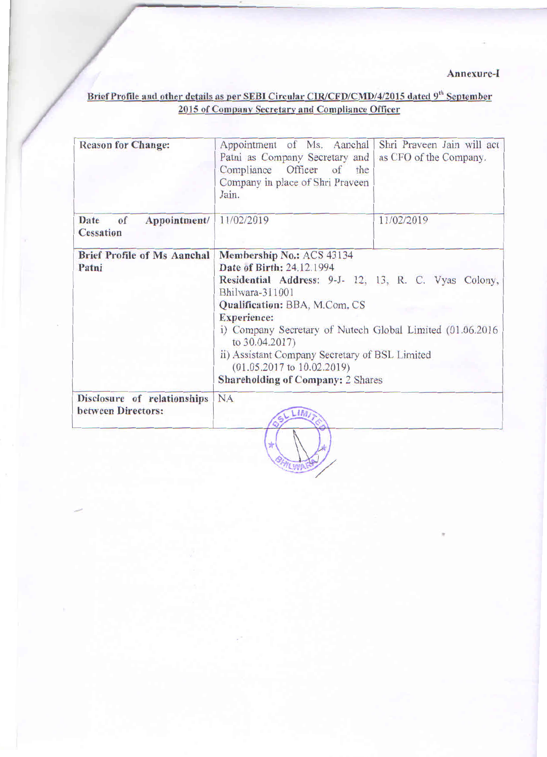Annexure-I

**Brief Profile and other details as per SEBI Circular CIR/CFD/CMD/4/2015 dated 9th September 2015 of Company Secretary and Compliance Officer**

| | | |
|---|---|---|
| **Reason for Change:** | Appointment of Ms. Aanchal Patni as Company Secretary and Compliance Officer of the Company in place of Shri Praveen Jain. | Shri Praveen Jain will act as CFO of the Company. |
| **Date of Appointment/ Cessation** | 11/02/2019 | 11/02/2019 |
| **Brief Profile of Ms Aanchal Patni** | **Membership No.:** ACS 43134<br>**Date of Birth:** 24.12.1994<br>**Residential Address:** 9-J- 12, 13, R. C. Vyas Colony, Bhilwara-311001<br>**Qualification:** BBA, M.Com, CS<br>**Experience:**<br>i) Company Secretary of Nutech Global Limited (01.06.2016 to 30.04.2017)<br>ii) Assistant Company Secretary of BSL Limited (01.05.2017 to 10.02.2019)<br>**Shareholding of Company:** 2 Shares | |
| **Disclosure of relationships between Directors:** | NA | |